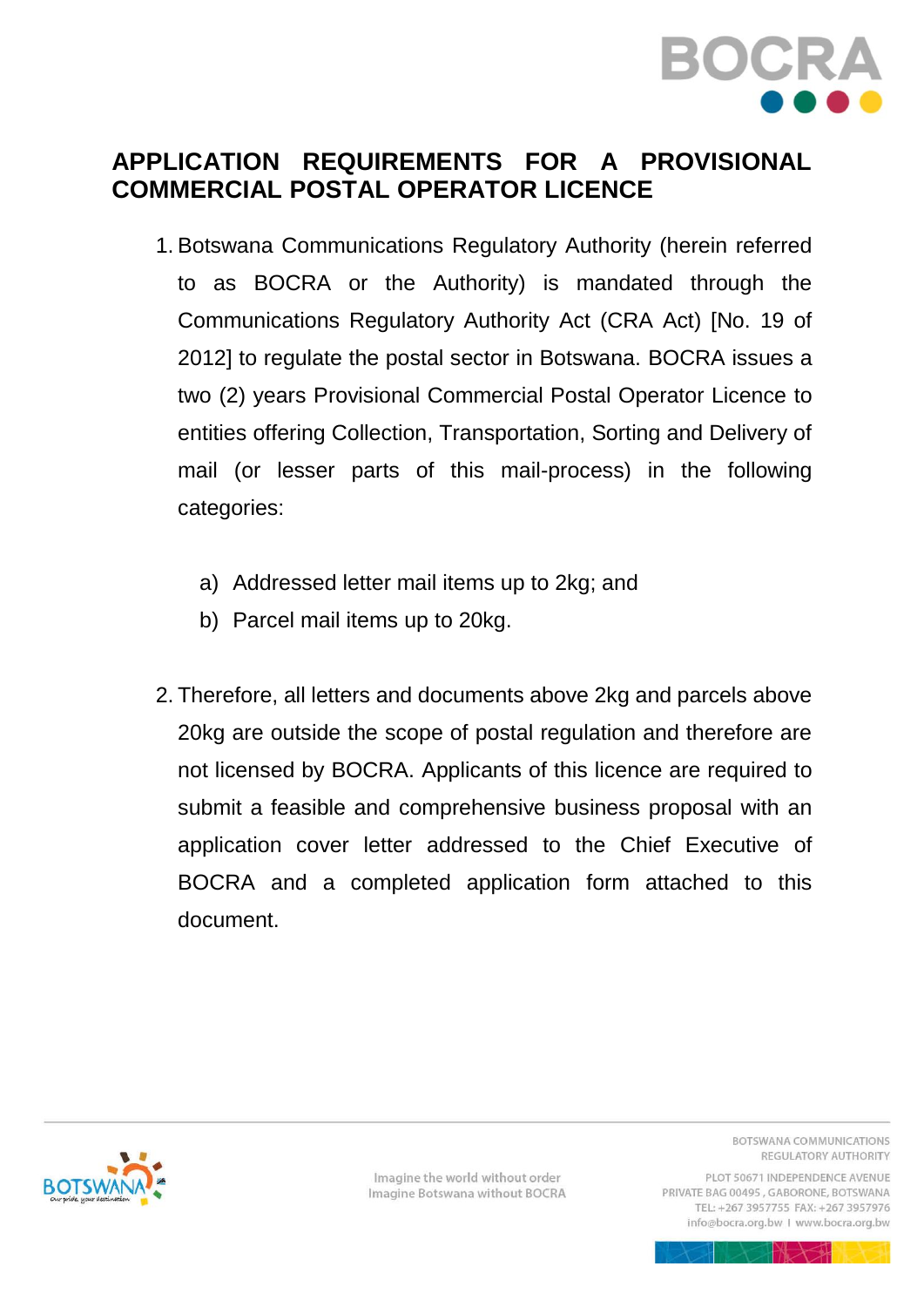# APPLICATION REQUIREMENTS FOR A PROVISIONAL COMMERCIAL POSTAL OPERATOR LICENCE

1. Botswana Communications Regulatory Authority (herein referred to as BOCRA or the Authority) is mandated through the Communications Regulatory Authority Act (CRA Act) [No. 19 of 2012] to regulate the postal sector in Botswana. BOCRA issues a two (2) years Provisional Commercial Postal Operator Licence to entities offering Collection, Transportation, Sorting and Delivery of mail (or lesser parts of this mail-process) in the following categories:

   a) Addressed letter mail items up to 2kg; and
   b) Parcel mail items up to 20kg.

2. Therefore, all letters and documents above 2kg and parcels above 20kg are outside the scope of postal regulation and therefore are not licensed by BOCRA. Applicants of this licence are required to submit a feasible and comprehensive business proposal with an application cover letter addressed to the Chief Executive of BOCRA and a completed application form attached to this document.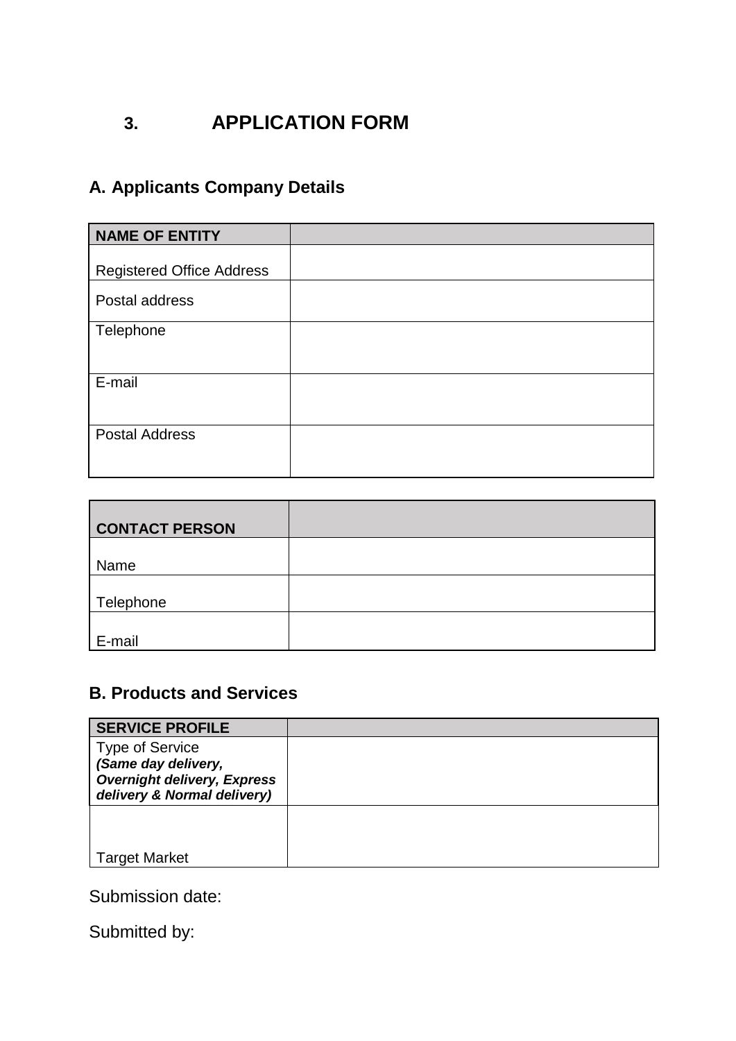## 3. APPLICATION FORM

### A. Applicants Company Details

| NAME OF ENTITY | |
|---|---|
| Registered Office Address | |
| Postal address | |
| Telephone | |
| E-mail | |
| Postal Address | |

| CONTACT PERSON | |
|---|---|
| Name | |
| Telephone | |
| E-mail | |

### B. Products and Services

| SERVICE PROFILE | |
|---|---|
| Type of Service ***(Same day delivery, Overnight delivery, Express delivery & Normal delivery)*** | |
| Target Market | |

Submission date:

Submitted by: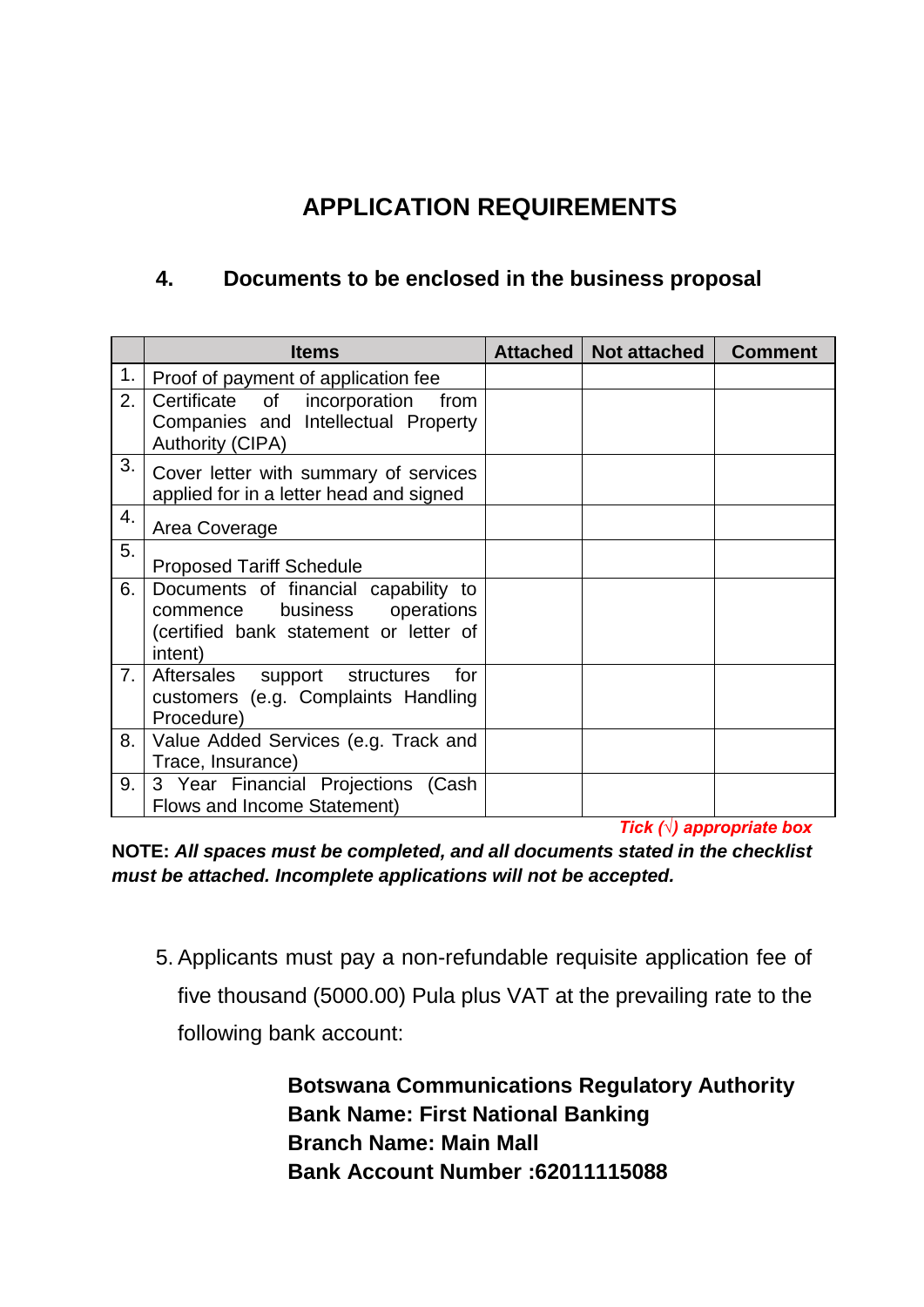## APPLICATION REQUIREMENTS

### 4. Documents to be enclosed in the business proposal

| | Items | Attached | Not attached | Comment |
|---|---|---|---|---|
| 1. | Proof of payment of application fee | | | |
| 2. | Certificate of incorporation from Companies and Intellectual Property Authority (CIPA) | | | |
| 3. | Cover letter with summary of services applied for in a letter head and signed | | | |
| 4. | Area Coverage | | | |
| 5. | Proposed Tariff Schedule | | | |
| 6. | Documents of financial capability to commence business operations (certified bank statement or letter of intent) | | | |
| 7. | Aftersales support structures for customers (e.g. Complaints Handling Procedure) | | | |
| 8. | Value Added Services (e.g. Track and Trace, Insurance) | | | |
| 9. | 3 Year Financial Projections (Cash Flows and Income Statement) | | | |

***Tick (√) appropriate box***

**NOTE:** ***All spaces must be completed, and all documents stated in the checklist must be attached. Incomplete applications will not be accepted.***

5. Applicants must pay a non-refundable requisite application fee of five thousand (5000.00) Pula plus VAT at the prevailing rate to the following bank account:

**Botswana Communications Regulatory Authority**
**Bank Name: First National Banking**
**Branch Name: Main Mall**
**Bank Account Number :62011115088**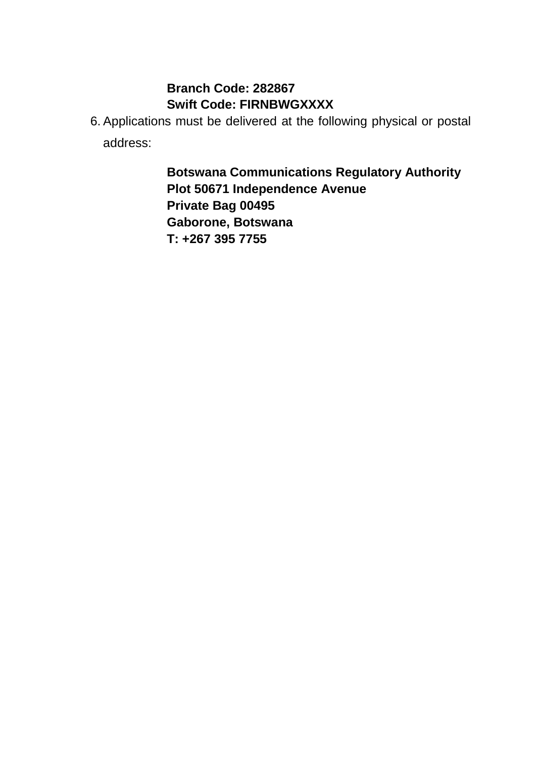**Branch Code: 282867**
**Swift Code: FIRNBWGXXXX**

6. Applications must be delivered at the following physical or postal address:

**Botswana Communications Regulatory Authority**
**Plot 50671 Independence Avenue**
**Private Bag 00495**
**Gaborone, Botswana**
**T: +267 395 7755**